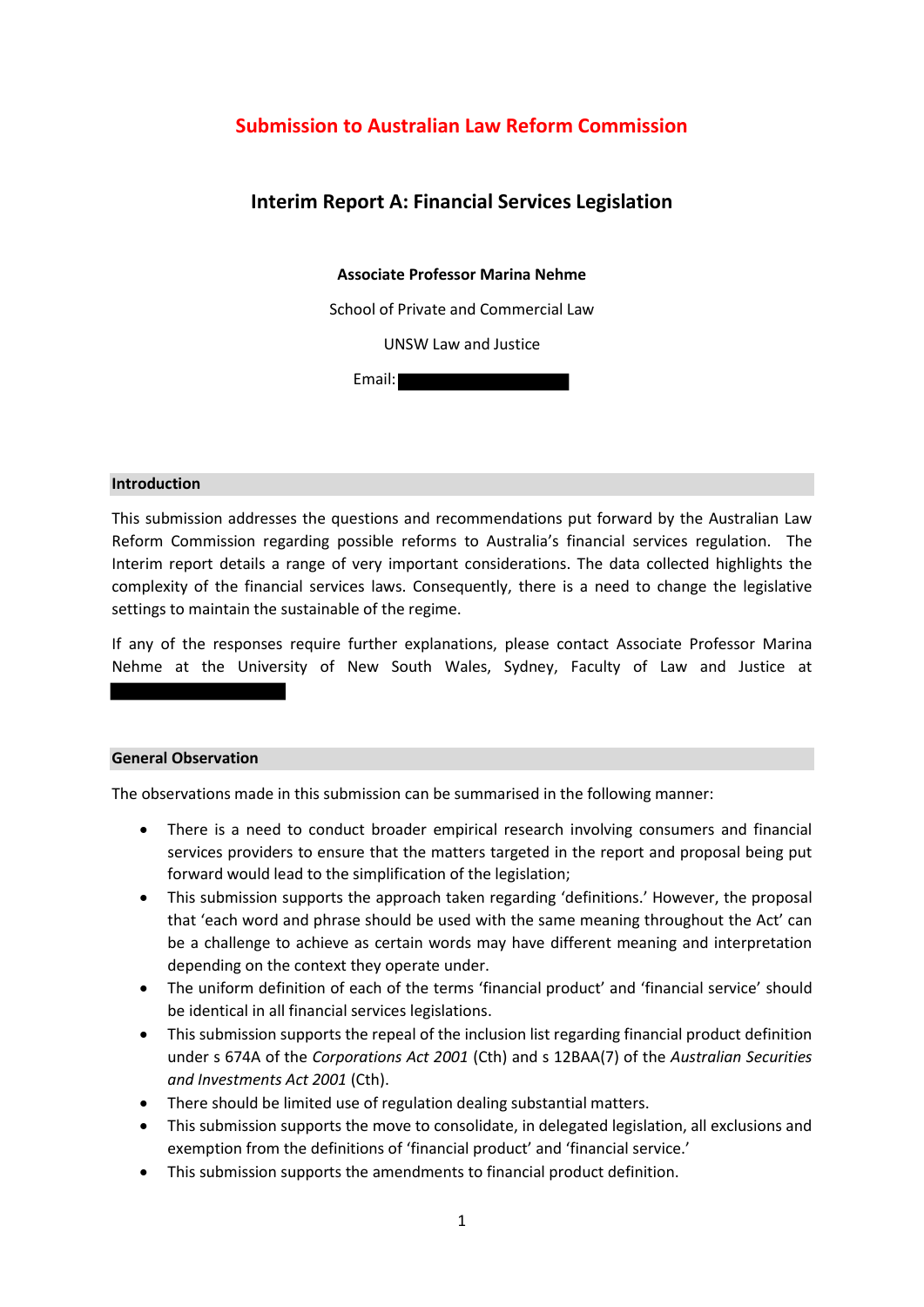# Submission to Australian Law Reform Commission

## Interim Report A: Financial Services Legislation

**Associate Professor Marina Nehme**

School of Private and Commercial Law

UNSW Law and Justice

Email: 

### Introduction

This submission addresses the questions and recommendations put forward by the Australian Law Reform Commission regarding possible reforms to Australia's financial services regulation. The Interim report details a range of very important considerations. The data collected highlights the complexity of the financial services laws. Consequently, there is a need to change the legislative settings to maintain the sustainable of the regime.

If any of the responses require further explanations, please contact Associate Professor Marina Nehme at the University of New South Wales, Sydney, Faculty of Law and Justice at 

### General Observation

The observations made in this submission can be summarised in the following manner:

- There is a need to conduct broader empirical research involving consumers and financial services providers to ensure that the matters targeted in the report and proposal being put forward would lead to the simplification of the legislation;
- This submission supports the approach taken regarding 'definitions.' However, the proposal that 'each word and phrase should be used with the same meaning throughout the Act' can be a challenge to achieve as certain words may have different meaning and interpretation depending on the context they operate under.
- The uniform definition of each of the terms 'financial product' and 'financial service' should be identical in all financial services legislations.
- This submission supports the repeal of the inclusion list regarding financial product definition under s 674A of the *Corporations Act 2001* (Cth) and s 12BAA(7) of the *Australian Securities and Investments Act 2001* (Cth).
- There should be limited use of regulation dealing substantial matters.
- This submission supports the move to consolidate, in delegated legislation, all exclusions and exemption from the definitions of 'financial product' and 'financial service.'
- This submission supports the amendments to financial product definition.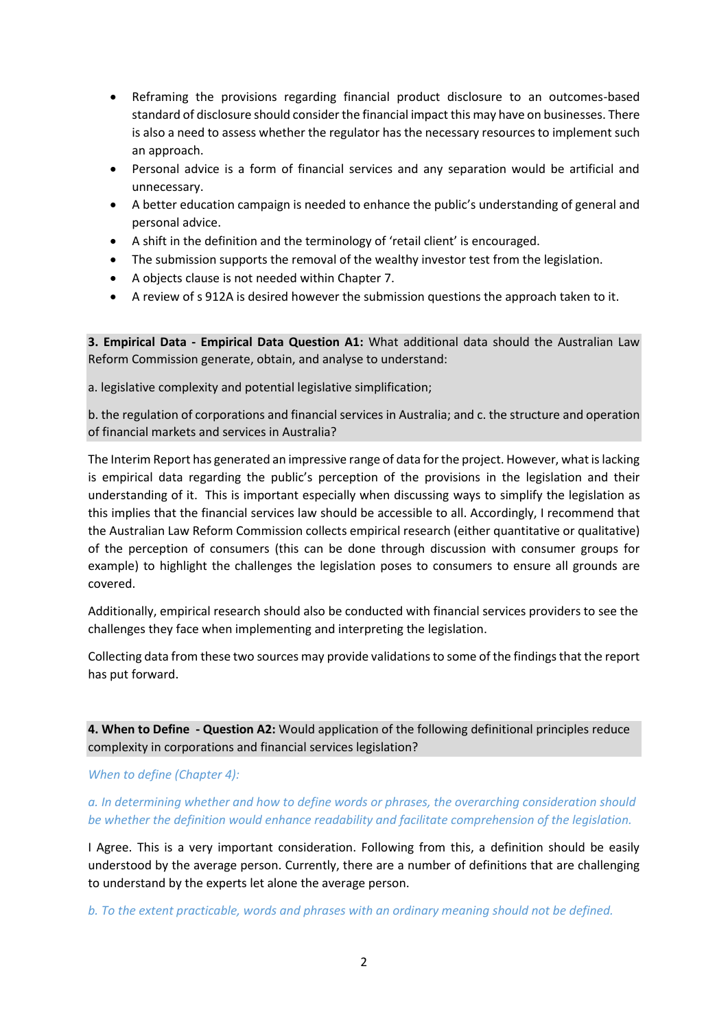- Reframing the provisions regarding financial product disclosure to an outcomes-based standard of disclosure should consider the financial impact this may have on businesses. There is also a need to assess whether the regulator has the necessary resources to implement such an approach.
- Personal advice is a form of financial services and any separation would be artificial and unnecessary.
- A better education campaign is needed to enhance the public's understanding of general and personal advice.
- A shift in the definition and the terminology of 'retail client' is encouraged.
- The submission supports the removal of the wealthy investor test from the legislation.
- A objects clause is not needed within Chapter 7.
- A review of s 912A is desired however the submission questions the approach taken to it.

**3. Empirical Data - Empirical Data Question A1:** What additional data should the Australian Law Reform Commission generate, obtain, and analyse to understand:

a. legislative complexity and potential legislative simplification;

b. the regulation of corporations and financial services in Australia; and c. the structure and operation of financial markets and services in Australia?

The Interim Report has generated an impressive range of data for the project. However, what is lacking is empirical data regarding the public's perception of the provisions in the legislation and their understanding of it. This is important especially when discussing ways to simplify the legislation as this implies that the financial services law should be accessible to all. Accordingly, I recommend that the Australian Law Reform Commission collects empirical research (either quantitative or qualitative) of the perception of consumers (this can be done through discussion with consumer groups for example) to highlight the challenges the legislation poses to consumers to ensure all grounds are covered.

Additionally, empirical research should also be conducted with financial services providers to see the challenges they face when implementing and interpreting the legislation.

Collecting data from these two sources may provide validations to some of the findings that the report has put forward.

**4. When to Define - Question A2:** Would application of the following definitional principles reduce complexity in corporations and financial services legislation?

*When to define (Chapter 4):*

*a. In determining whether and how to define words or phrases, the overarching consideration should be whether the definition would enhance readability and facilitate comprehension of the legislation.*

I Agree. This is a very important consideration. Following from this, a definition should be easily understood by the average person. Currently, there are a number of definitions that are challenging to understand by the experts let alone the average person.

*b. To the extent practicable, words and phrases with an ordinary meaning should not be defined.*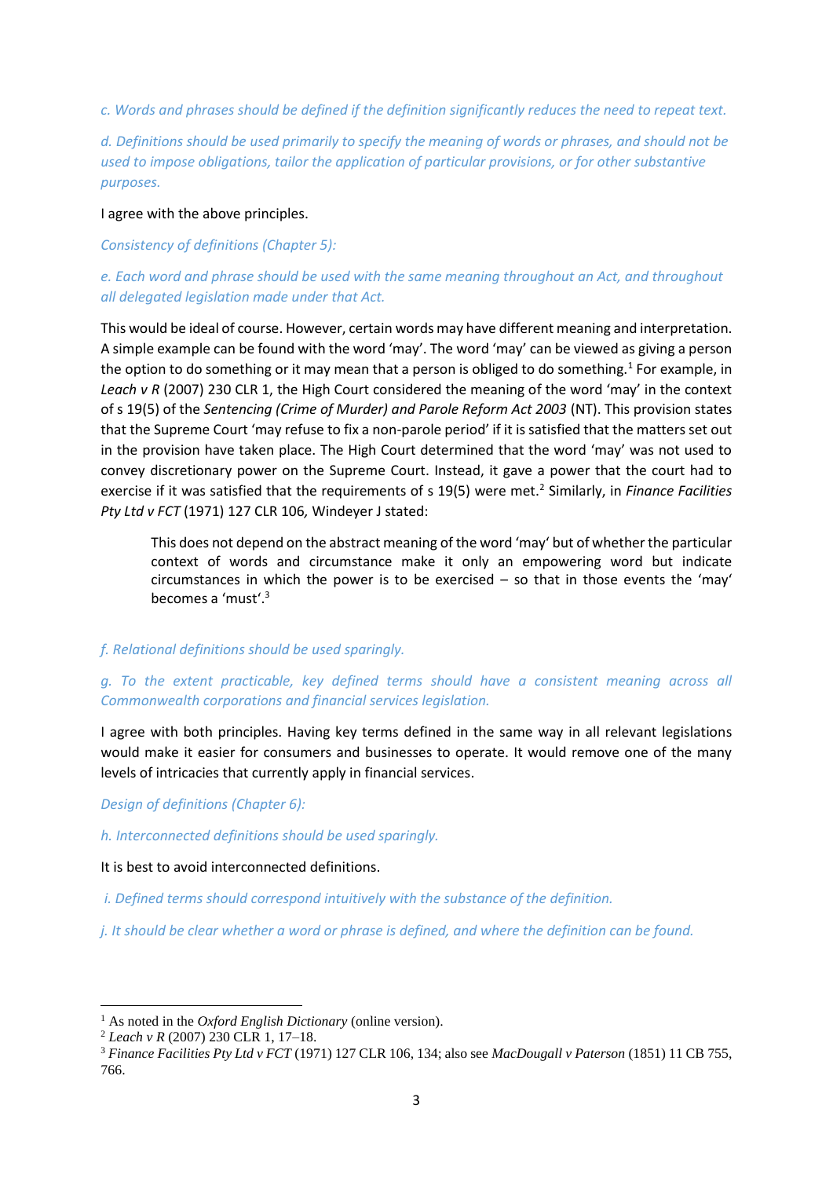*c. Words and phrases should be defined if the definition significantly reduces the need to repeat text.*

*d. Definitions should be used primarily to specify the meaning of words or phrases, and should not be used to impose obligations, tailor the application of particular provisions, or for other substantive purposes.*

I agree with the above principles.

*Consistency of definitions (Chapter 5):*

*e. Each word and phrase should be used with the same meaning throughout an Act, and throughout all delegated legislation made under that Act.*

This would be ideal of course. However, certain words may have different meaning and interpretation. A simple example can be found with the word 'may'. The word 'may' can be viewed as giving a person the option to do something or it may mean that a person is obliged to do something.[1] For example, in *Leach v R* (2007) 230 CLR 1, the High Court considered the meaning of the word 'may' in the context of s 19(5) of the *Sentencing (Crime of Murder) and Parole Reform Act 2003* (NT). This provision states that the Supreme Court 'may refuse to fix a non-parole period' if it is satisfied that the matters set out in the provision have taken place. The High Court determined that the word 'may' was not used to convey discretionary power on the Supreme Court. Instead, it gave a power that the court had to exercise if it was satisfied that the requirements of s 19(5) were met.[2] Similarly, in *Finance Facilities Pty Ltd v FCT* (1971) 127 CLR 106, Windeyer J stated:

> This does not depend on the abstract meaning of the word 'may' but of whether the particular context of words and circumstance make it only an empowering word but indicate circumstances in which the power is to be exercised – so that in those events the 'may' becomes a 'must'.[3]

*f. Relational definitions should be used sparingly.*

*g. To the extent practicable, key defined terms should have a consistent meaning across all Commonwealth corporations and financial services legislation.*

I agree with both principles. Having key terms defined in the same way in all relevant legislations would make it easier for consumers and businesses to operate. It would remove one of the many levels of intricacies that currently apply in financial services.

*Design of definitions (Chapter 6):*

*h. Interconnected definitions should be used sparingly.*

It is best to avoid interconnected definitions.

*i. Defined terms should correspond intuitively with the substance of the definition.*

*j. It should be clear whether a word or phrase is defined, and where the definition can be found.*

---

[1] As noted in the *Oxford English Dictionary* (online version).

[2] *Leach v R* (2007) 230 CLR 1, 17–18.

[3] *Finance Facilities Pty Ltd v FCT* (1971) 127 CLR 106, 134; also see *MacDougall v Paterson* (1851) 11 CB 755, 766.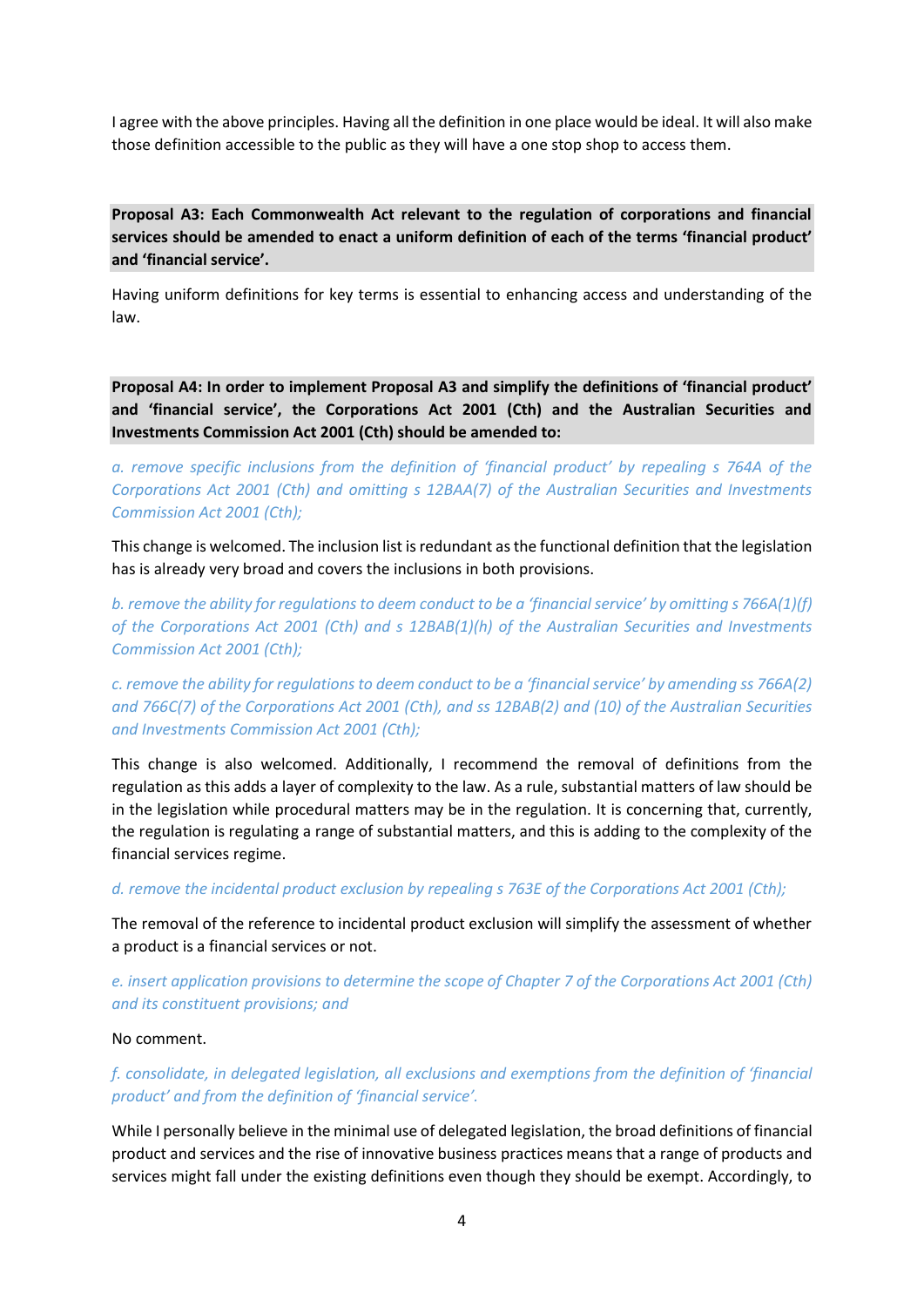I agree with the above principles. Having all the definition in one place would be ideal. It will also make those definition accessible to the public as they will have a one stop shop to access them.

**Proposal A3: Each Commonwealth Act relevant to the regulation of corporations and financial services should be amended to enact a uniform definition of each of the terms 'financial product' and 'financial service'.**

Having uniform definitions for key terms is essential to enhancing access and understanding of the law.

**Proposal A4: In order to implement Proposal A3 and simplify the definitions of 'financial product' and 'financial service', the Corporations Act 2001 (Cth) and the Australian Securities and Investments Commission Act 2001 (Cth) should be amended to:**

*a. remove specific inclusions from the definition of 'financial product' by repealing s 764A of the Corporations Act 2001 (Cth) and omitting s 12BAA(7) of the Australian Securities and Investments Commission Act 2001 (Cth);*

This change is welcomed. The inclusion list is redundant as the functional definition that the legislation has is already very broad and covers the inclusions in both provisions.

*b. remove the ability for regulations to deem conduct to be a 'financial service' by omitting s 766A(1)(f) of the Corporations Act 2001 (Cth) and s 12BAB(1)(h) of the Australian Securities and Investments Commission Act 2001 (Cth);*

*c. remove the ability for regulations to deem conduct to be a 'financial service' by amending ss 766A(2) and 766C(7) of the Corporations Act 2001 (Cth), and ss 12BAB(2) and (10) of the Australian Securities and Investments Commission Act 2001 (Cth);*

This change is also welcomed. Additionally, I recommend the removal of definitions from the regulation as this adds a layer of complexity to the law. As a rule, substantial matters of law should be in the legislation while procedural matters may be in the regulation. It is concerning that, currently, the regulation is regulating a range of substantial matters, and this is adding to the complexity of the financial services regime.

*d. remove the incidental product exclusion by repealing s 763E of the Corporations Act 2001 (Cth);*

The removal of the reference to incidental product exclusion will simplify the assessment of whether a product is a financial services or not.

*e. insert application provisions to determine the scope of Chapter 7 of the Corporations Act 2001 (Cth) and its constituent provisions; and*

No comment.

*f. consolidate, in delegated legislation, all exclusions and exemptions from the definition of 'financial product' and from the definition of 'financial service'.*

While I personally believe in the minimal use of delegated legislation, the broad definitions of financial product and services and the rise of innovative business practices means that a range of products and services might fall under the existing definitions even though they should be exempt. Accordingly, to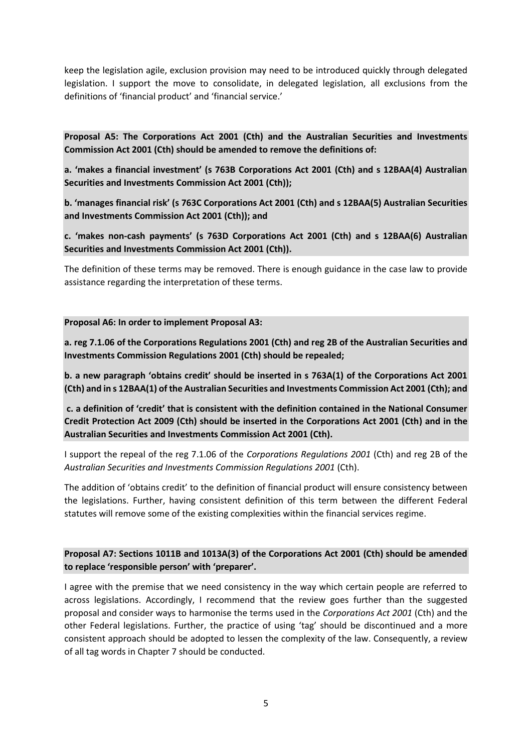keep the legislation agile, exclusion provision may need to be introduced quickly through delegated legislation. I support the move to consolidate, in delegated legislation, all exclusions from the definitions of 'financial product' and 'financial service.'

**Proposal A5: The Corporations Act 2001 (Cth) and the Australian Securities and Investments Commission Act 2001 (Cth) should be amended to remove the definitions of:**

**a. 'makes a financial investment' (s 763B Corporations Act 2001 (Cth) and s 12BAA(4) Australian Securities and Investments Commission Act 2001 (Cth));**

**b. 'manages financial risk' (s 763C Corporations Act 2001 (Cth) and s 12BAA(5) Australian Securities and Investments Commission Act 2001 (Cth)); and**

**c. 'makes non-cash payments' (s 763D Corporations Act 2001 (Cth) and s 12BAA(6) Australian Securities and Investments Commission Act 2001 (Cth)).**

The definition of these terms may be removed. There is enough guidance in the case law to provide assistance regarding the interpretation of these terms.

**Proposal A6: In order to implement Proposal A3:**

**a. reg 7.1.06 of the Corporations Regulations 2001 (Cth) and reg 2B of the Australian Securities and Investments Commission Regulations 2001 (Cth) should be repealed;**

**b. a new paragraph 'obtains credit' should be inserted in s 763A(1) of the Corporations Act 2001 (Cth) and in s 12BAA(1) of the Australian Securities and Investments Commission Act 2001 (Cth); and**

**c. a definition of 'credit' that is consistent with the definition contained in the National Consumer Credit Protection Act 2009 (Cth) should be inserted in the Corporations Act 2001 (Cth) and in the Australian Securities and Investments Commission Act 2001 (Cth).**

I support the repeal of the reg 7.1.06 of the *Corporations Regulations 2001* (Cth) and reg 2B of the *Australian Securities and Investments Commission Regulations 2001* (Cth).

The addition of 'obtains credit' to the definition of financial product will ensure consistency between the legislations. Further, having consistent definition of this term between the different Federal statutes will remove some of the existing complexities within the financial services regime.

**Proposal A7: Sections 1011B and 1013A(3) of the Corporations Act 2001 (Cth) should be amended to replace 'responsible person' with 'preparer'.**

I agree with the premise that we need consistency in the way which certain people are referred to across legislations. Accordingly, I recommend that the review goes further than the suggested proposal and consider ways to harmonise the terms used in the *Corporations Act 2001* (Cth) and the other Federal legislations. Further, the practice of using 'tag' should be discontinued and a more consistent approach should be adopted to lessen the complexity of the law. Consequently, a review of all tag words in Chapter 7 should be conducted.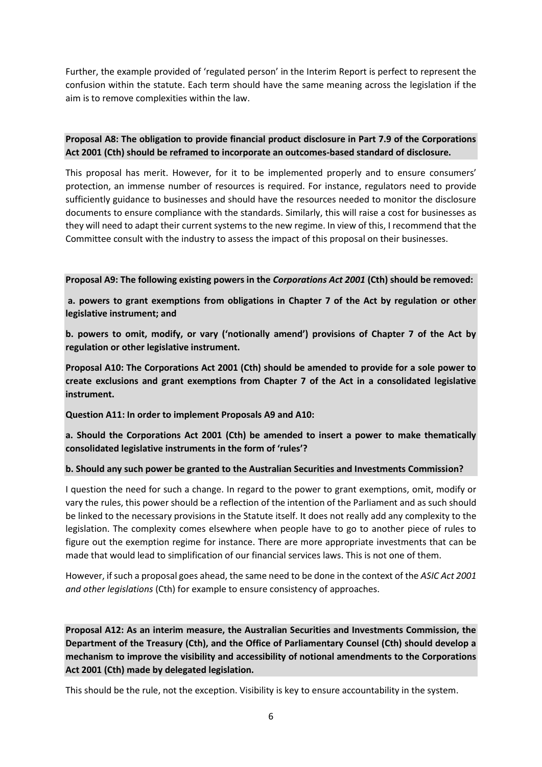Further, the example provided of 'regulated person' in the Interim Report is perfect to represent the confusion within the statute. Each term should have the same meaning across the legislation if the aim is to remove complexities within the law.

**Proposal A8: The obligation to provide financial product disclosure in Part 7.9 of the Corporations Act 2001 (Cth) should be reframed to incorporate an outcomes-based standard of disclosure.**

This proposal has merit. However, for it to be implemented properly and to ensure consumers' protection, an immense number of resources is required. For instance, regulators need to provide sufficiently guidance to businesses and should have the resources needed to monitor the disclosure documents to ensure compliance with the standards. Similarly, this will raise a cost for businesses as they will need to adapt their current systems to the new regime. In view of this, I recommend that the Committee consult with the industry to assess the impact of this proposal on their businesses.

**Proposal A9: The following existing powers in the *Corporations Act 2001* (Cth) should be removed:**

**a. powers to grant exemptions from obligations in Chapter 7 of the Act by regulation or other legislative instrument; and**

**b. powers to omit, modify, or vary ('notionally amend') provisions of Chapter 7 of the Act by regulation or other legislative instrument.**

**Proposal A10: The Corporations Act 2001 (Cth) should be amended to provide for a sole power to create exclusions and grant exemptions from Chapter 7 of the Act in a consolidated legislative instrument.**

**Question A11: In order to implement Proposals A9 and A10:**

**a. Should the Corporations Act 2001 (Cth) be amended to insert a power to make thematically consolidated legislative instruments in the form of 'rules'?**

**b. Should any such power be granted to the Australian Securities and Investments Commission?**

I question the need for such a change. In regard to the power to grant exemptions, omit, modify or vary the rules, this power should be a reflection of the intention of the Parliament and as such should be linked to the necessary provisions in the Statute itself. It does not really add any complexity to the legislation. The complexity comes elsewhere when people have to go to another piece of rules to figure out the exemption regime for instance. There are more appropriate investments that can be made that would lead to simplification of our financial services laws. This is not one of them.

However, if such a proposal goes ahead, the same need to be done in the context of the *ASIC Act 2001 and other legislations* (Cth) for example to ensure consistency of approaches.

**Proposal A12: As an interim measure, the Australian Securities and Investments Commission, the Department of the Treasury (Cth), and the Office of Parliamentary Counsel (Cth) should develop a mechanism to improve the visibility and accessibility of notional amendments to the Corporations Act 2001 (Cth) made by delegated legislation.**

This should be the rule, not the exception. Visibility is key to ensure accountability in the system.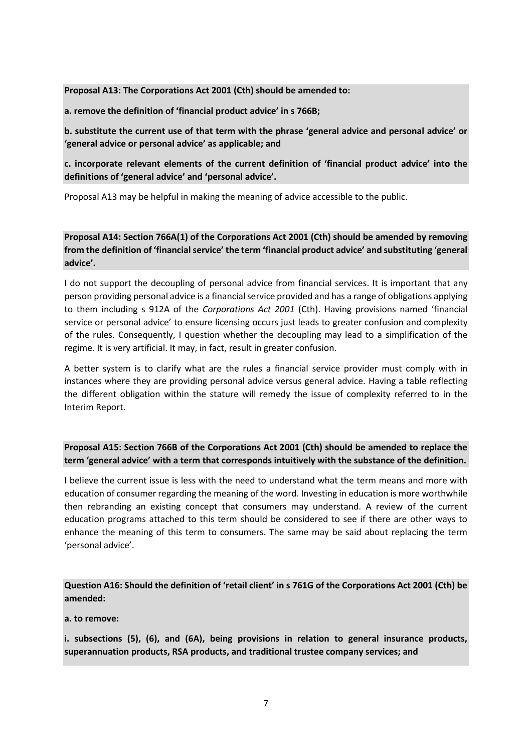**Proposal A13: The Corporations Act 2001 (Cth) should be amended to:**

**a. remove the definition of 'financial product advice' in s 766B;**

**b. substitute the current use of that term with the phrase 'general advice and personal advice' or 'general advice or personal advice' as applicable; and**

**c. incorporate relevant elements of the current definition of 'financial product advice' into the definitions of 'general advice' and 'personal advice'.**

Proposal A13 may be helpful in making the meaning of advice accessible to the public.

**Proposal A14: Section 766A(1) of the Corporations Act 2001 (Cth) should be amended by removing from the definition of 'financial service' the term 'financial product advice' and substituting 'general advice'.**

I do not support the decoupling of personal advice from financial services. It is important that any person providing personal advice is a financial service provided and has a range of obligations applying to them including s 912A of the *Corporations Act 2001* (Cth). Having provisions named 'financial service or personal advice' to ensure licensing occurs just leads to greater confusion and complexity of the rules. Consequently, I question whether the decoupling may lead to a simplification of the regime. It is very artificial. It may, in fact, result in greater confusion.

A better system is to clarify what are the rules a financial service provider must comply with in instances where they are providing personal advice versus general advice. Having a table reflecting the different obligation within the stature will remedy the issue of complexity referred to in the Interim Report.

**Proposal A15: Section 766B of the Corporations Act 2001 (Cth) should be amended to replace the term 'general advice' with a term that corresponds intuitively with the substance of the definition.**

I believe the current issue is less with the need to understand what the term means and more with education of consumer regarding the meaning of the word. Investing in education is more worthwhile then rebranding an existing concept that consumers may understand. A review of the current education programs attached to this term should be considered to see if there are other ways to enhance the meaning of this term to consumers. The same may be said about replacing the term 'personal advice'.

**Question A16: Should the definition of 'retail client' in s 761G of the Corporations Act 2001 (Cth) be amended:**

**a. to remove:**

**i. subsections (5), (6), and (6A), being provisions in relation to general insurance products, superannuation products, RSA products, and traditional trustee company services; and**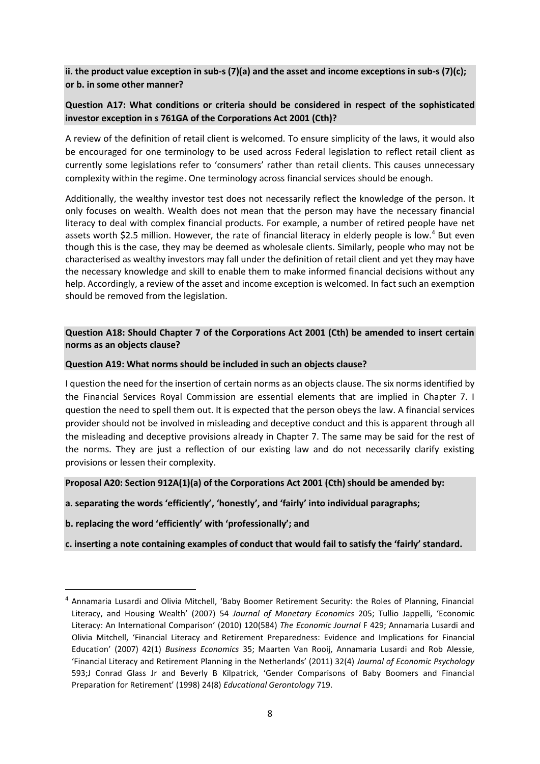**ii. the product value exception in sub-s (7)(a) and the asset and income exceptions in sub-s (7)(c); or b. in some other manner?**

**Question A17: What conditions or criteria should be considered in respect of the sophisticated investor exception in s 761GA of the Corporations Act 2001 (Cth)?**

A review of the definition of retail client is welcomed. To ensure simplicity of the laws, it would also be encouraged for one terminology to be used across Federal legislation to reflect retail client as currently some legislations refer to 'consumers' rather than retail clients. This causes unnecessary complexity within the regime. One terminology across financial services should be enough.

Additionally, the wealthy investor test does not necessarily reflect the knowledge of the person. It only focuses on wealth. Wealth does not mean that the person may have the necessary financial literacy to deal with complex financial products. For example, a number of retired people have net assets worth $2.5 million. However, the rate of financial literacy in elderly people is low.[4] But even though this is the case, they may be deemed as wholesale clients. Similarly, people who may not be characterised as wealthy investors may fall under the definition of retail client and yet they may have the necessary knowledge and skill to enable them to make informed financial decisions without any help. Accordingly, a review of the asset and income exception is welcomed. In fact such an exemption should be removed from the legislation.

**Question A18: Should Chapter 7 of the Corporations Act 2001 (Cth) be amended to insert certain norms as an objects clause?**

**Question A19: What norms should be included in such an objects clause?**

I question the need for the insertion of certain norms as an objects clause. The six norms identified by the Financial Services Royal Commission are essential elements that are implied in Chapter 7. I question the need to spell them out. It is expected that the person obeys the law. A financial services provider should not be involved in misleading and deceptive conduct and this is apparent through all the misleading and deceptive provisions already in Chapter 7. The same may be said for the rest of the norms. They are just a reflection of our existing law and do not necessarily clarify existing provisions or lessen their complexity.

**Proposal A20: Section 912A(1)(a) of the Corporations Act 2001 (Cth) should be amended by:**

**a. separating the words 'efficiently', 'honestly', and 'fairly' into individual paragraphs;**

**b. replacing the word 'efficiently' with 'professionally'; and**

**c. inserting a note containing examples of conduct that would fail to satisfy the 'fairly' standard.**

---

[4] Annamaria Lusardi and Olivia Mitchell, 'Baby Boomer Retirement Security: the Roles of Planning, Financial Literacy, and Housing Wealth' (2007) 54 *Journal of Monetary Economics* 205; Tullio Jappelli, 'Economic Literacy: An International Comparison' (2010) 120(584) *The Economic Journal* F 429; Annamaria Lusardi and Olivia Mitchell, 'Financial Literacy and Retirement Preparedness: Evidence and Implications for Financial Education' (2007) 42(1) *Business Economics* 35; Maarten Van Rooij, Annamaria Lusardi and Rob Alessie, 'Financial Literacy and Retirement Planning in the Netherlands' (2011) 32(4) *Journal of Economic Psychology* 593;J Conrad Glass Jr and Beverly B Kilpatrick, 'Gender Comparisons of Baby Boomers and Financial Preparation for Retirement' (1998) 24(8) *Educational Gerontology* 719.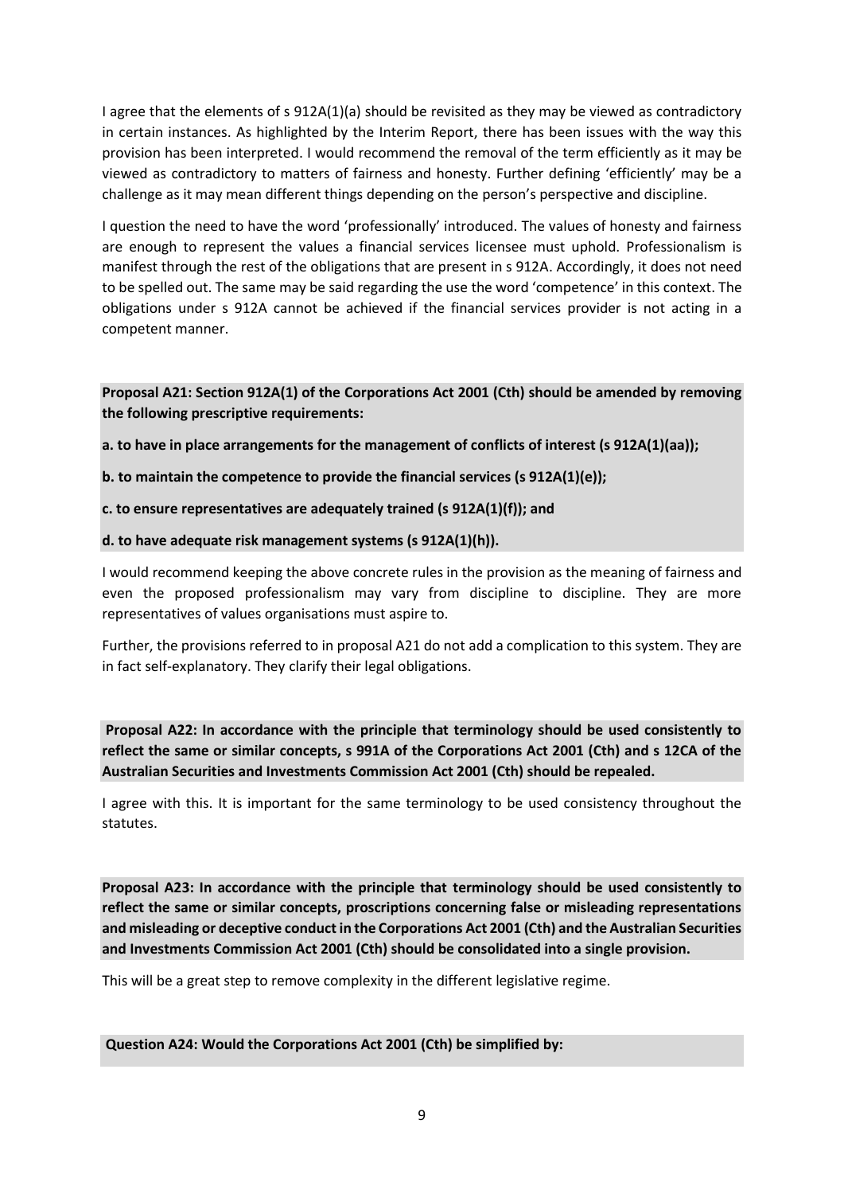I agree that the elements of s 912A(1)(a) should be revisited as they may be viewed as contradictory in certain instances. As highlighted by the Interim Report, there has been issues with the way this provision has been interpreted. I would recommend the removal of the term efficiently as it may be viewed as contradictory to matters of fairness and honesty. Further defining 'efficiently' may be a challenge as it may mean different things depending on the person's perspective and discipline.

I question the need to have the word 'professionally' introduced. The values of honesty and fairness are enough to represent the values a financial services licensee must uphold. Professionalism is manifest through the rest of the obligations that are present in s 912A. Accordingly, it does not need to be spelled out. The same may be said regarding the use the word 'competence' in this context. The obligations under s 912A cannot be achieved if the financial services provider is not acting in a competent manner.

**Proposal A21: Section 912A(1) of the Corporations Act 2001 (Cth) should be amended by removing the following prescriptive requirements:**

**a. to have in place arrangements for the management of conflicts of interest (s 912A(1)(aa));**

**b. to maintain the competence to provide the financial services (s 912A(1)(e));**

**c. to ensure representatives are adequately trained (s 912A(1)(f)); and**

**d. to have adequate risk management systems (s 912A(1)(h)).**

I would recommend keeping the above concrete rules in the provision as the meaning of fairness and even the proposed professionalism may vary from discipline to discipline. They are more representatives of values organisations must aspire to.

Further, the provisions referred to in proposal A21 do not add a complication to this system. They are in fact self-explanatory. They clarify their legal obligations.

**Proposal A22: In accordance with the principle that terminology should be used consistently to reflect the same or similar concepts, s 991A of the Corporations Act 2001 (Cth) and s 12CA of the Australian Securities and Investments Commission Act 2001 (Cth) should be repealed.**

I agree with this. It is important for the same terminology to be used consistency throughout the statutes.

**Proposal A23: In accordance with the principle that terminology should be used consistently to reflect the same or similar concepts, proscriptions concerning false or misleading representations and misleading or deceptive conduct in the Corporations Act 2001 (Cth) and the Australian Securities and Investments Commission Act 2001 (Cth) should be consolidated into a single provision.**

This will be a great step to remove complexity in the different legislative regime.

**Question A24: Would the Corporations Act 2001 (Cth) be simplified by:**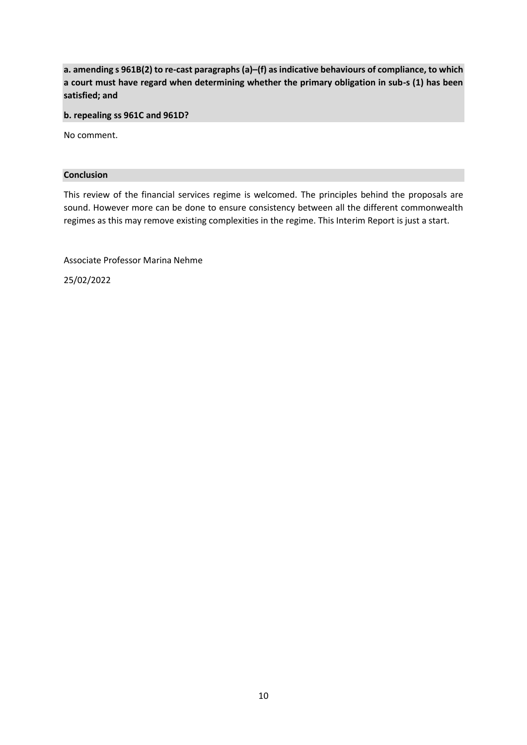**a. amending s 961B(2) to re-cast paragraphs (a)–(f) as indicative behaviours of compliance, to which a court must have regard when determining whether the primary obligation in sub-s (1) has been satisfied; and**

**b. repealing ss 961C and 961D?**

No comment.

## Conclusion

This review of the financial services regime is welcomed. The principles behind the proposals are sound. However more can be done to ensure consistency between all the different commonwealth regimes as this may remove existing complexities in the regime. This Interim Report is just a start.

Associate Professor Marina Nehme

25/02/2022